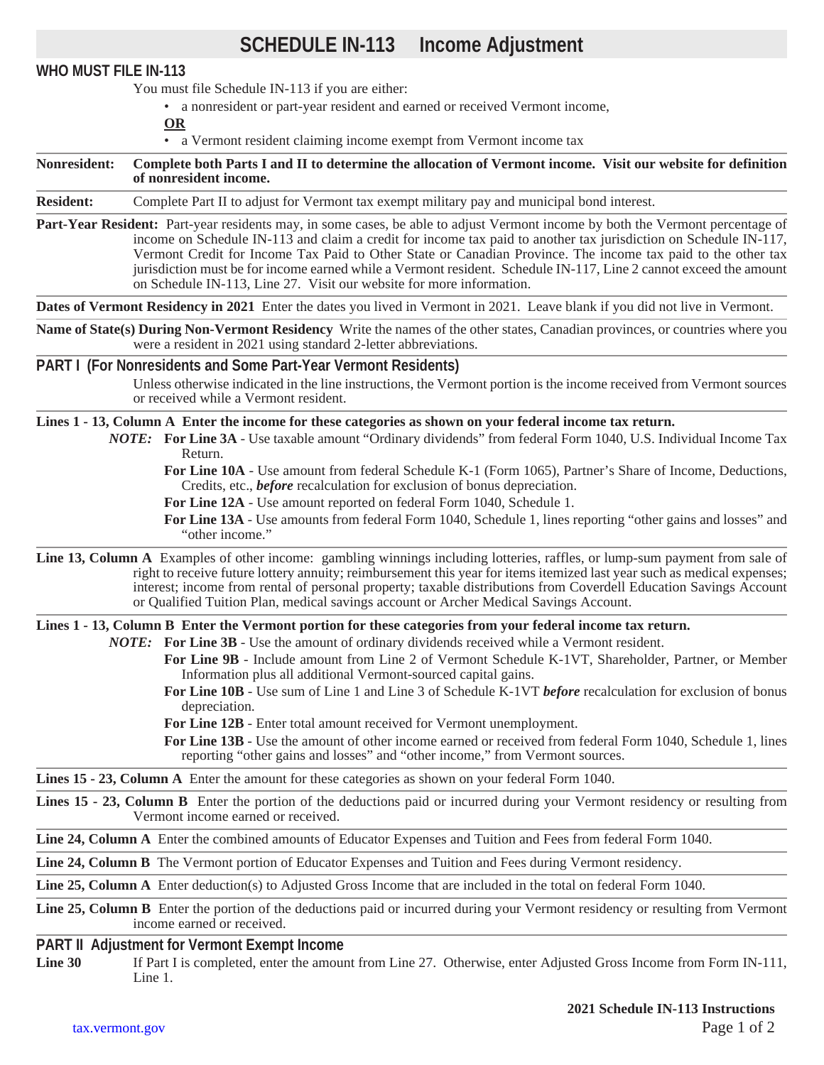# SCHEDULE IN-113 Income Adjustment

## WHO MUST FILE IN-113

You must file Schedule IN-113 if you are either:

- a nonresident or part-year resident and earned or received Vermont income,

**OR**

- a Vermont resident claiming income exempt from Vermont income tax

**Nonresident:** **Complete both Parts I and II to determine the allocation of Vermont income. Visit our website for definition of nonresident income.**

**Resident:** Complete Part II to adjust for Vermont tax exempt military pay and municipal bond interest.

**Part-Year Resident:** Part-year residents may, in some cases, be able to adjust Vermont income by both the Vermont percentage of income on Schedule IN-113 and claim a credit for income tax paid to another tax jurisdiction on Schedule IN-117, Vermont Credit for Income Tax Paid to Other State or Canadian Province. The income tax paid to the other tax jurisdiction must be for income earned while a Vermont resident. Schedule IN-117, Line 2 cannot exceed the amount on Schedule IN-113, Line 27. Visit our website for more information.

**Dates of Vermont Residency in 2021** Enter the dates you lived in Vermont in 2021. Leave blank if you did not live in Vermont.

**Name of State(s) During Non-Vermont Residency** Write the names of the other states, Canadian provinces, or countries where you were a resident in 2021 using standard 2-letter abbreviations.

## PART I (For Nonresidents and Some Part-Year Vermont Residents)

Unless otherwise indicated in the line instructions, the Vermont portion is the income received from Vermont sources or received while a Vermont resident.

**Lines 1 - 13, Column A Enter the income for these categories as shown on your federal income tax return.**

*NOTE:* **For Line 3A** - Use taxable amount "Ordinary dividends" from federal Form 1040, U.S. Individual Income Tax Return.

**For Line 10A** - Use amount from federal Schedule K-1 (Form 1065), Partner's Share of Income, Deductions, Credits, etc., ***before*** recalculation for exclusion of bonus depreciation.

**For Line 12A** - Use amount reported on federal Form 1040, Schedule 1.

**For Line 13A** - Use amounts from federal Form 1040, Schedule 1, lines reporting "other gains and losses" and "other income."

**Line 13, Column A** Examples of other income: gambling winnings including lotteries, raffles, or lump-sum payment from sale of right to receive future lottery annuity; reimbursement this year for items itemized last year such as medical expenses; interest; income from rental of personal property; taxable distributions from Coverdell Education Savings Account or Qualified Tuition Plan, medical savings account or Archer Medical Savings Account.

**Lines 1 - 13, Column B Enter the Vermont portion for these categories from your federal income tax return.**

*NOTE:* **For Line 3B** - Use the amount of ordinary dividends received while a Vermont resident.

**For Line 9B** - Include amount from Line 2 of Vermont Schedule K-1VT, Shareholder, Partner, or Member Information plus all additional Vermont-sourced capital gains.

**For Line 10B** - Use sum of Line 1 and Line 3 of Schedule K-1VT ***before*** recalculation for exclusion of bonus depreciation.

**For Line 12B** - Enter total amount received for Vermont unemployment.

**For Line 13B** - Use the amount of other income earned or received from federal Form 1040, Schedule 1, lines reporting "other gains and losses" and "other income," from Vermont sources.

**Lines 15 - 23, Column A** Enter the amount for these categories as shown on your federal Form 1040.

**Lines 15 - 23, Column B** Enter the portion of the deductions paid or incurred during your Vermont residency or resulting from Vermont income earned or received.

**Line 24, Column A** Enter the combined amounts of Educator Expenses and Tuition and Fees from federal Form 1040.

**Line 24, Column B** The Vermont portion of Educator Expenses and Tuition and Fees during Vermont residency.

**Line 25, Column A** Enter deduction(s) to Adjusted Gross Income that are included in the total on federal Form 1040.

**Line 25, Column B** Enter the portion of the deductions paid or incurred during your Vermont residency or resulting from Vermont income earned or received.

## PART II Adjustment for Vermont Exempt Income

**Line 30** If Part I is completed, enter the amount from Line 27. Otherwise, enter Adjusted Gross Income from Form IN-111, Line 1.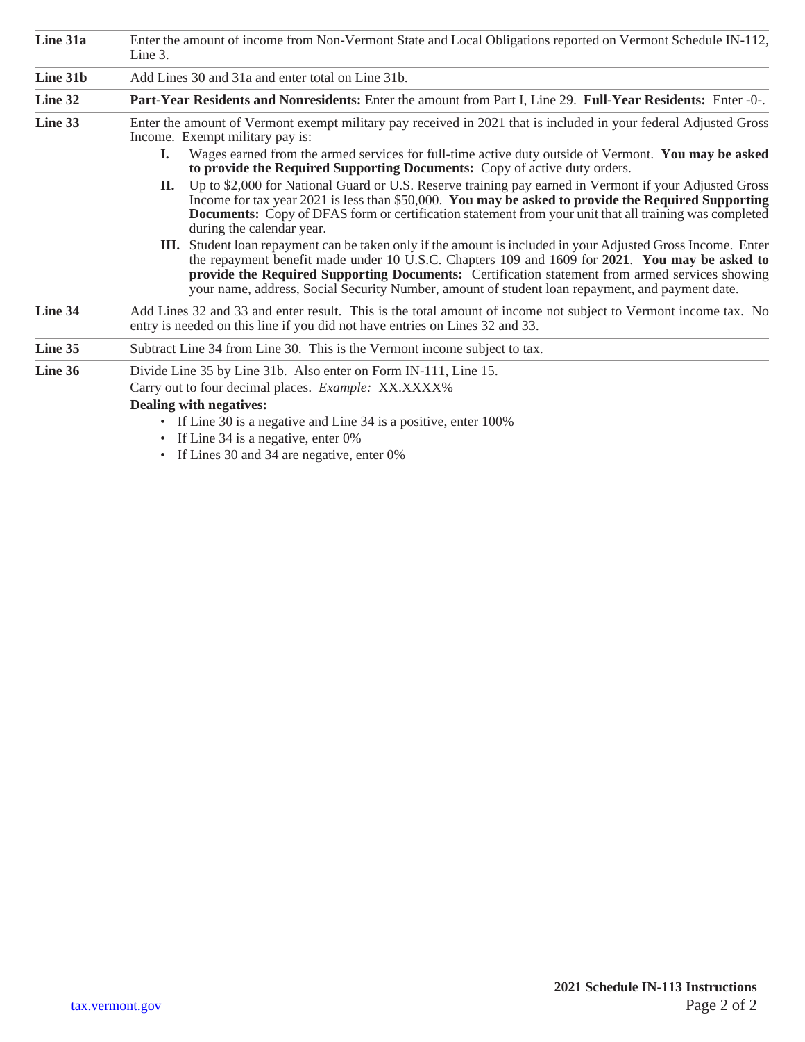**Line 31a** Enter the amount of income from Non-Vermont State and Local Obligations reported on Vermont Schedule IN-112, Line 3.

**Line 31b** Add Lines 30 and 31a and enter total on Line 31b.

**Line 32** **Part-Year Residents and Nonresidents:** Enter the amount from Part I, Line 29. **Full-Year Residents:** Enter -0-.

**Line 33** Enter the amount of Vermont exempt military pay received in 2021 that is included in your federal Adjusted Gross Income. Exempt military pay is:

- **I.** Wages earned from the armed services for full-time active duty outside of Vermont. **You may be asked to provide the Required Supporting Documents:** Copy of active duty orders.
- **II.** Up to $2,000 for National Guard or U.S. Reserve training pay earned in Vermont if your Adjusted Gross Income for tax year 2021 is less than $50,000. **You may be asked to provide the Required Supporting Documents:** Copy of DFAS form or certification statement from your unit that all training was completed during the calendar year.
- **III.** Student loan repayment can be taken only if the amount is included in your Adjusted Gross Income. Enter the repayment benefit made under 10 U.S.C. Chapters 109 and 1609 for **2021**. **You may be asked to provide the Required Supporting Documents:** Certification statement from armed services showing your name, address, Social Security Number, amount of student loan repayment, and payment date.

**Line 34** Add Lines 32 and 33 and enter result. This is the total amount of income not subject to Vermont income tax. No entry is needed on this line if you did not have entries on Lines 32 and 33.

**Line 35** Subtract Line 34 from Line 30. This is the Vermont income subject to tax.

**Line 36** Divide Line 35 by Line 31b. Also enter on Form IN-111, Line 15.
Carry out to four decimal places. *Example:* XX.XXXX%

**Dealing with negatives:**

- If Line 30 is a negative and Line 34 is a positive, enter 100%
- If Line 34 is a negative, enter 0%
- If Lines 30 and 34 are negative, enter 0%